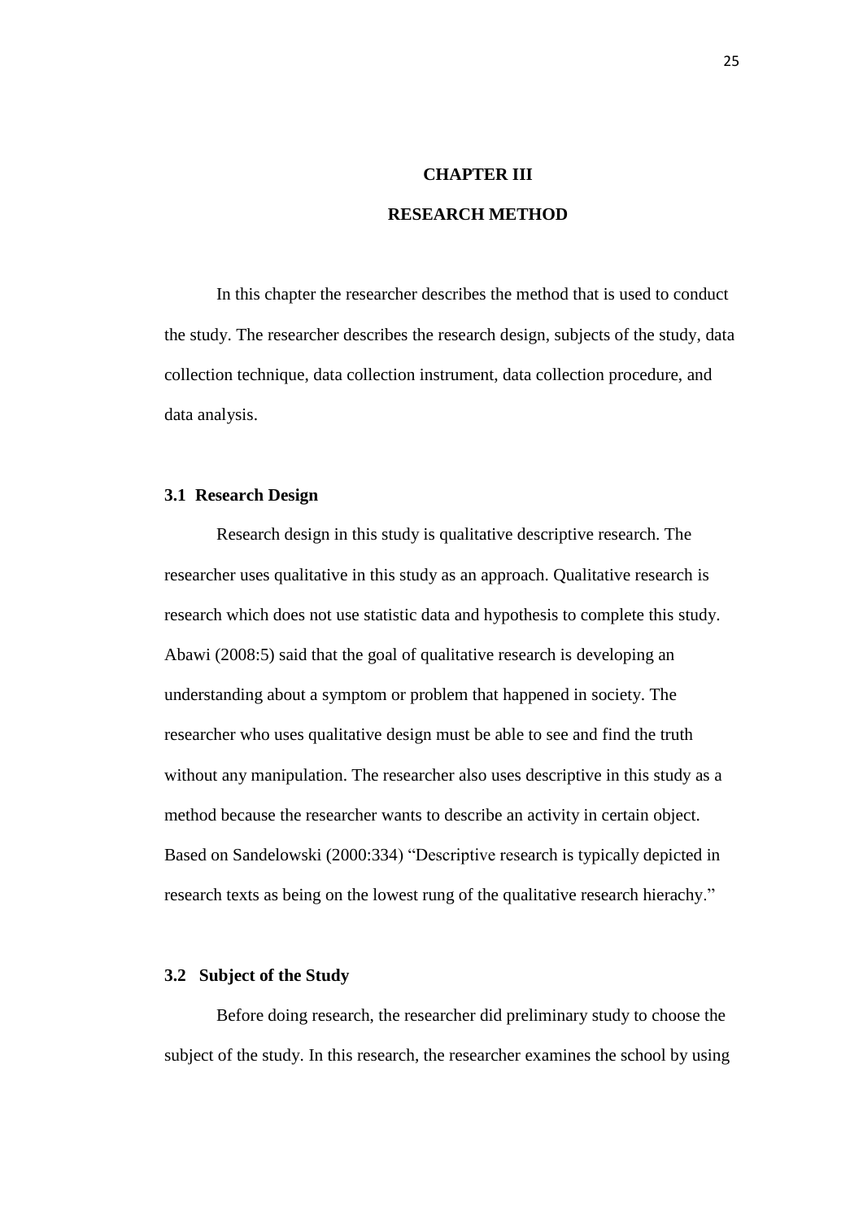# CHAPTER III

# RESEARCH METHOD

In this chapter the researcher describes the method that is used to conduct the study. The researcher describes the research design, subjects of the study, data collection technique, data collection instrument, data collection procedure, and data analysis.

## 3.1 Research Design

Research design in this study is qualitative descriptive research. The researcher uses qualitative in this study as an approach. Qualitative research is research which does not use statistic data and hypothesis to complete this study. Abawi (2008:5) said that the goal of qualitative research is developing an understanding about a symptom or problem that happened in society. The researcher who uses qualitative design must be able to see and find the truth without any manipulation. The researcher also uses descriptive in this study as a method because the researcher wants to describe an activity in certain object. Based on Sandelowski (2000:334) "Descriptive research is typically depicted in research texts as being on the lowest rung of the qualitative research hierachy."

## 3.2 Subject of the Study

Before doing research, the researcher did preliminary study to choose the subject of the study. In this research, the researcher examines the school by using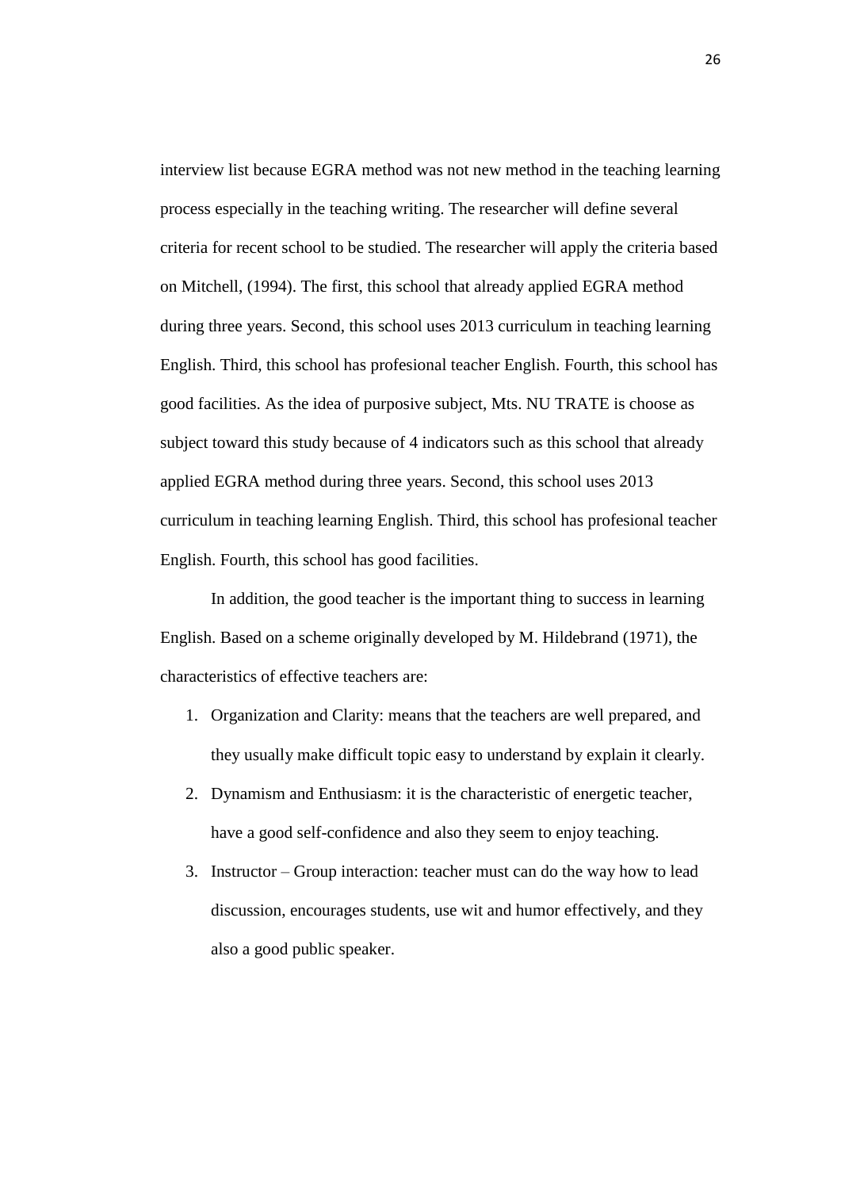interview list because EGRA method was not new method in the teaching learning process especially in the teaching writing. The researcher will define several criteria for recent school to be studied. The researcher will apply the criteria based on Mitchell, (1994). The first, this school that already applied EGRA method during three years. Second, this school uses 2013 curriculum in teaching learning English. Third, this school has profesional teacher English. Fourth, this school has good facilities. As the idea of purposive subject, Mts. NU TRATE is choose as subject toward this study because of 4 indicators such as this school that already applied EGRA method during three years. Second, this school uses 2013 curriculum in teaching learning English. Third, this school has profesional teacher English. Fourth, this school has good facilities.

In addition, the good teacher is the important thing to success in learning English. Based on a scheme originally developed by M. Hildebrand (1971), the characteristics of effective teachers are:

1. Organization and Clarity: means that the teachers are well prepared, and they usually make difficult topic easy to understand by explain it clearly.
2. Dynamism and Enthusiasm: it is the characteristic of energetic teacher, have a good self-confidence and also they seem to enjoy teaching.
3. Instructor – Group interaction: teacher must can do the way how to lead discussion, encourages students, use wit and humor effectively, and they also a good public speaker.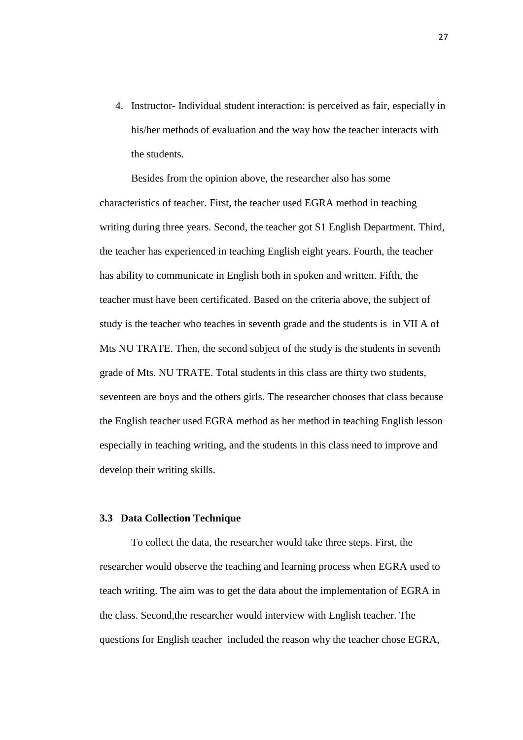4. Instructor- Individual student interaction: is perceived as fair, especially in his/her methods of evaluation and the way how the teacher interacts with the students.

Besides from the opinion above, the researcher also has some characteristics of teacher. First, the teacher used EGRA method in teaching writing during three years. Second, the teacher got S1 English Department. Third, the teacher has experienced in teaching English eight years. Fourth, the teacher has ability to communicate in English both in spoken and written. Fifth, the teacher must have been certificated. Based on the criteria above, the subject of study is the teacher who teaches in seventh grade and the students is in VII A of Mts NU TRATE. Then, the second subject of the study is the students in seventh grade of Mts. NU TRATE. Total students in this class are thirty two students, seventeen are boys and the others girls. The researcher chooses that class because the English teacher used EGRA method as her method in teaching English lesson especially in teaching writing, and the students in this class need to improve and develop their writing skills.

### 3.3 Data Collection Technique

To collect the data, the researcher would take three steps. First, the researcher would observe the teaching and learning process when EGRA used to teach writing. The aim was to get the data about the implementation of EGRA in the class. Second,the researcher would interview with English teacher. The questions for English teacher included the reason why the teacher chose EGRA,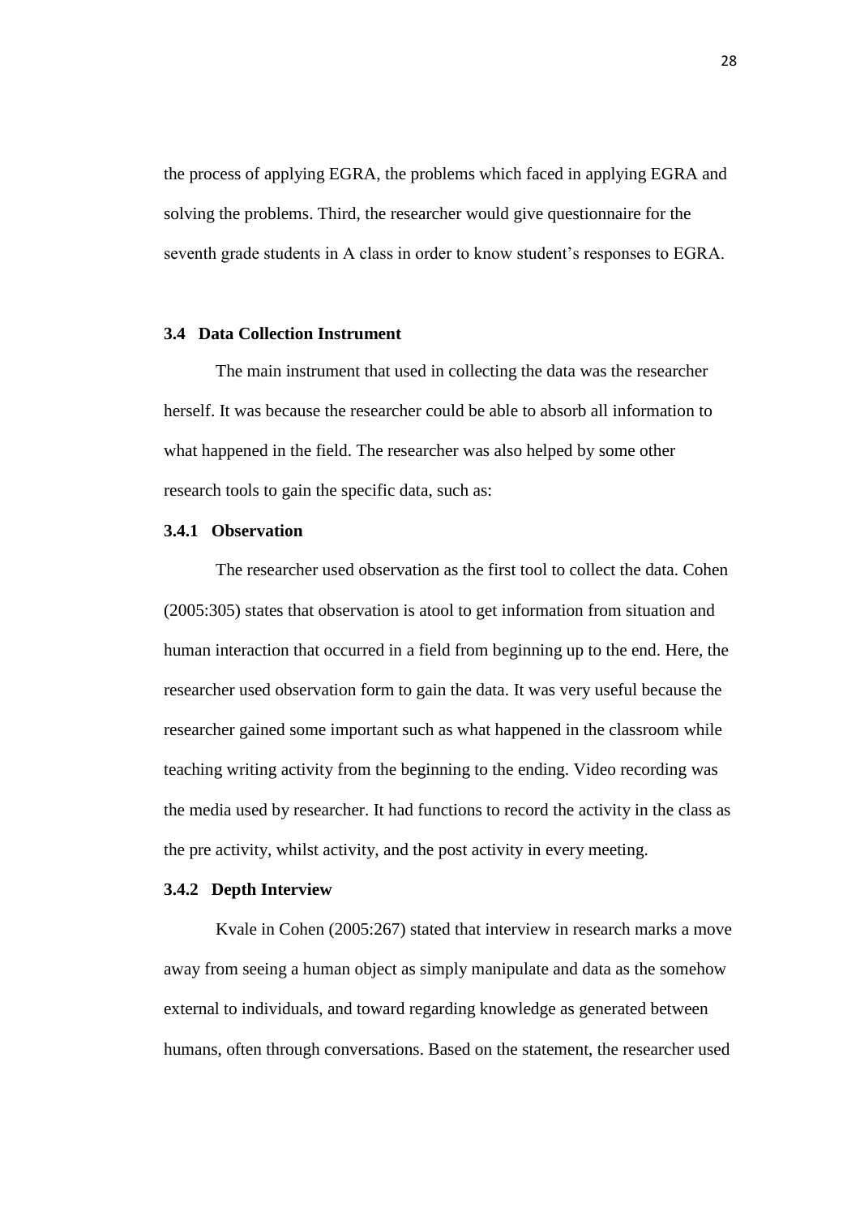the process of applying EGRA, the problems which faced in applying EGRA and solving the problems. Third, the researcher would give questionnaire for the seventh grade students in A class in order to know student's responses to EGRA.

### 3.4 Data Collection Instrument

The main instrument that used in collecting the data was the researcher herself. It was because the researcher could be able to absorb all information to what happened in the field. The researcher was also helped by some other research tools to gain the specific data, such as:

#### 3.4.1 Observation

The researcher used observation as the first tool to collect the data. Cohen (2005:305) states that observation is atool to get information from situation and human interaction that occurred in a field from beginning up to the end. Here, the researcher used observation form to gain the data. It was very useful because the researcher gained some important such as what happened in the classroom while teaching writing activity from the beginning to the ending. Video recording was the media used by researcher. It had functions to record the activity in the class as the pre activity, whilst activity, and the post activity in every meeting.

#### 3.4.2 Depth Interview

Kvale in Cohen (2005:267) stated that interview in research marks a move away from seeing a human object as simply manipulate and data as the somehow external to individuals, and toward regarding knowledge as generated between humans, often through conversations. Based on the statement, the researcher used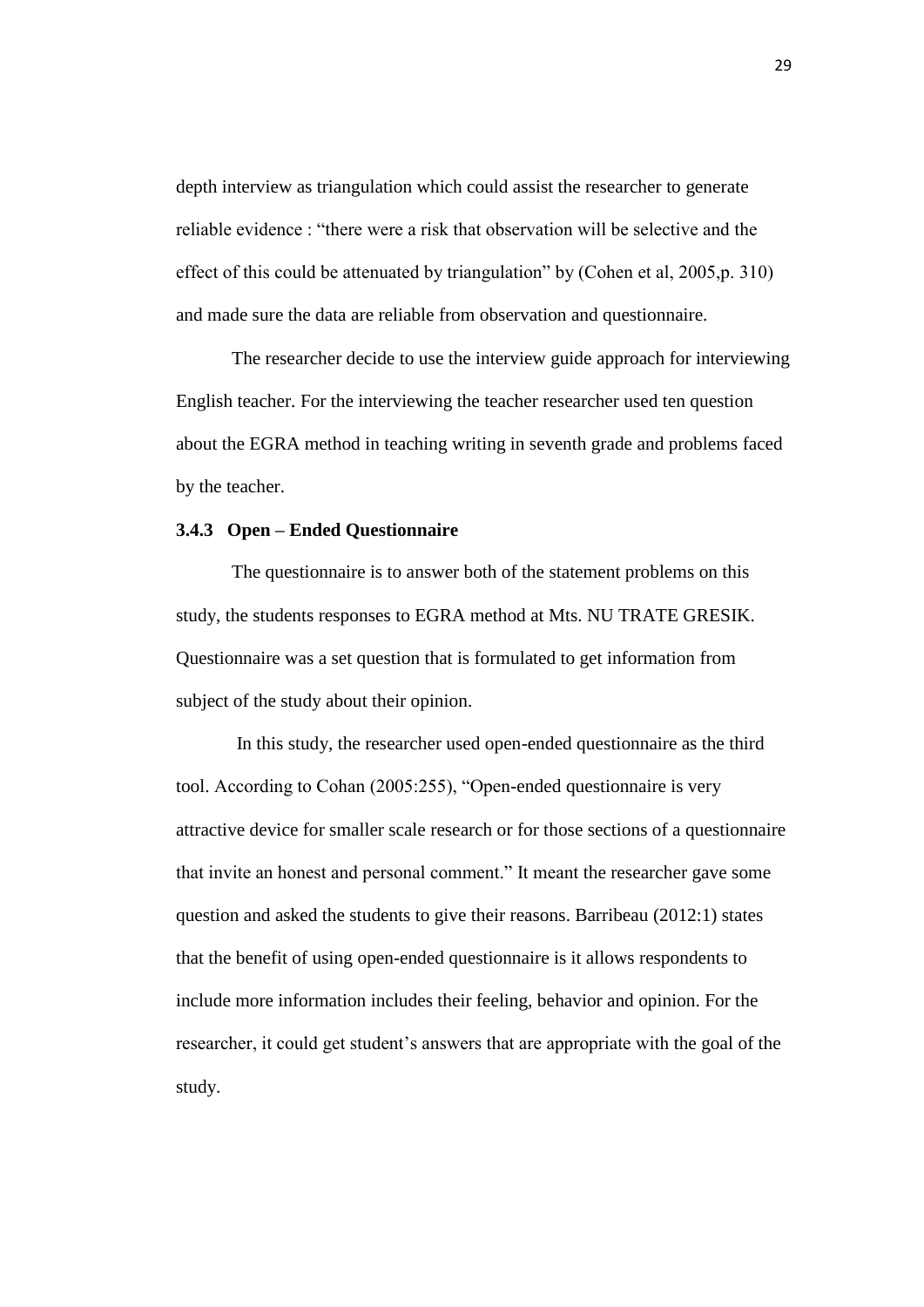depth interview as triangulation which could assist the researcher to generate reliable evidence : "there were a risk that observation will be selective and the effect of this could be attenuated by triangulation" by (Cohen et al, 2005,p. 310) and made sure the data are reliable from observation and questionnaire.

The researcher decide to use the interview guide approach for interviewing English teacher. For the interviewing the teacher researcher used ten question about the EGRA method in teaching writing in seventh grade and problems faced by the teacher.

### 3.4.3 Open – Ended Questionnaire

The questionnaire is to answer both of the statement problems on this study, the students responses to EGRA method at Mts. NU TRATE GRESIK. Questionnaire was a set question that is formulated to get information from subject of the study about their opinion.

In this study, the researcher used open-ended questionnaire as the third tool. According to Cohan (2005:255), "Open-ended questionnaire is very attractive device for smaller scale research or for those sections of a questionnaire that invite an honest and personal comment." It meant the researcher gave some question and asked the students to give their reasons. Barribeau (2012:1) states that the benefit of using open-ended questionnaire is it allows respondents to include more information includes their feeling, behavior and opinion. For the researcher, it could get student's answers that are appropriate with the goal of the study.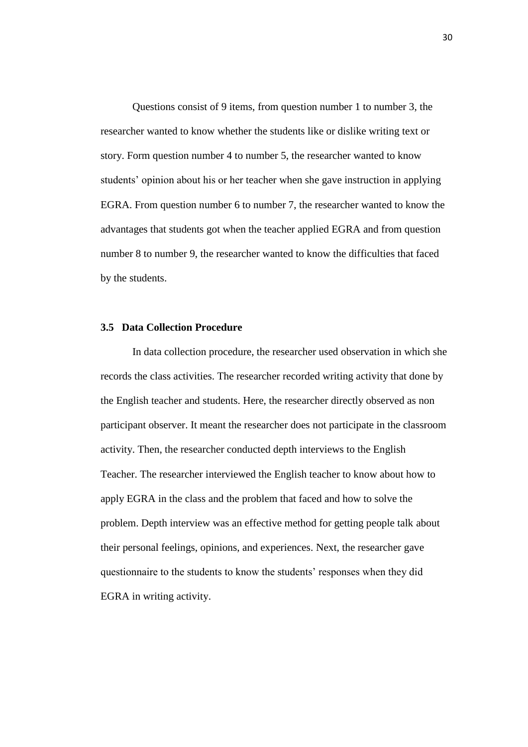Questions consist of 9 items, from question number 1 to number 3, the researcher wanted to know whether the students like or dislike writing text or story. Form question number 4 to number 5, the researcher wanted to know students' opinion about his or her teacher when she gave instruction in applying EGRA. From question number 6 to number 7, the researcher wanted to know the advantages that students got when the teacher applied EGRA and from question number 8 to number 9, the researcher wanted to know the difficulties that faced by the students.

### 3.5 Data Collection Procedure

In data collection procedure, the researcher used observation in which she records the class activities. The researcher recorded writing activity that done by the English teacher and students. Here, the researcher directly observed as non participant observer. It meant the researcher does not participate in the classroom activity. Then, the researcher conducted depth interviews to the English Teacher. The researcher interviewed the English teacher to know about how to apply EGRA in the class and the problem that faced and how to solve the problem. Depth interview was an effective method for getting people talk about their personal feelings, opinions, and experiences. Next, the researcher gave questionnaire to the students to know the students' responses when they did EGRA in writing activity.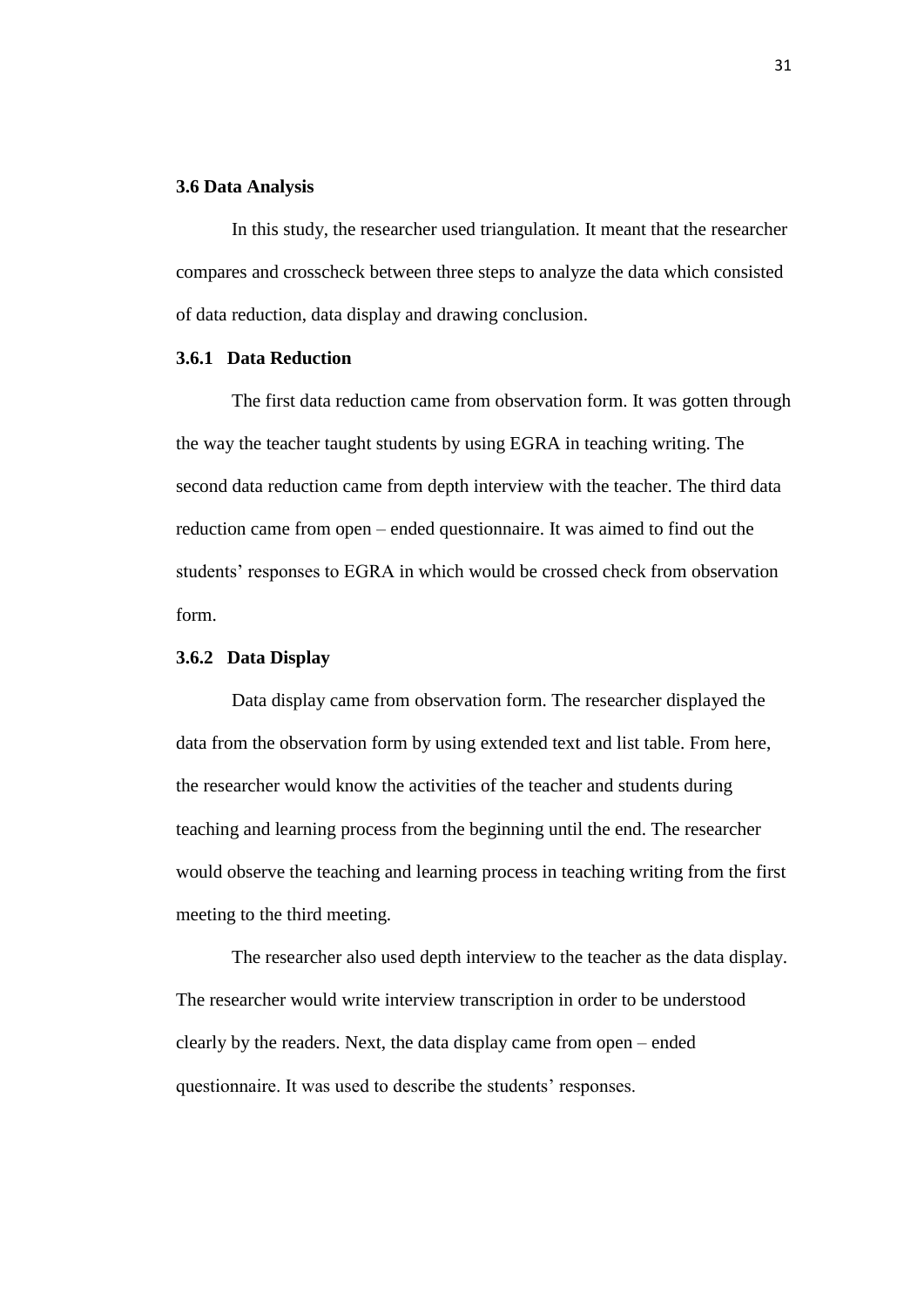### 3.6 Data Analysis

In this study, the researcher used triangulation. It meant that the researcher compares and crosscheck between three steps to analyze the data which consisted of data reduction, data display and drawing conclusion.

#### 3.6.1 Data Reduction

The first data reduction came from observation form. It was gotten through the way the teacher taught students by using EGRA in teaching writing. The second data reduction came from depth interview with the teacher. The third data reduction came from open – ended questionnaire. It was aimed to find out the students' responses to EGRA in which would be crossed check from observation form.

#### 3.6.2 Data Display

Data display came from observation form. The researcher displayed the data from the observation form by using extended text and list table. From here, the researcher would know the activities of the teacher and students during teaching and learning process from the beginning until the end. The researcher would observe the teaching and learning process in teaching writing from the first meeting to the third meeting.

The researcher also used depth interview to the teacher as the data display. The researcher would write interview transcription in order to be understood clearly by the readers. Next, the data display came from open – ended questionnaire. It was used to describe the students' responses.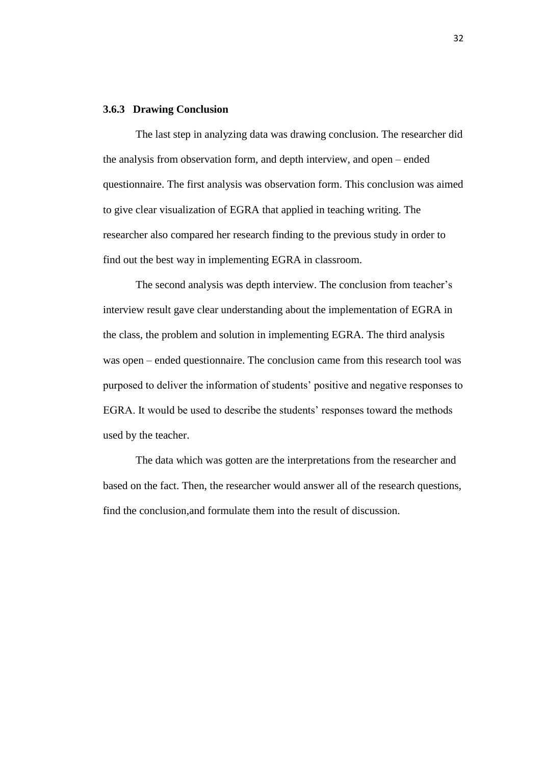### 3.6.3 Drawing Conclusion

The last step in analyzing data was drawing conclusion. The researcher did the analysis from observation form, and depth interview, and open – ended questionnaire. The first analysis was observation form. This conclusion was aimed to give clear visualization of EGRA that applied in teaching writing. The researcher also compared her research finding to the previous study in order to find out the best way in implementing EGRA in classroom.

The second analysis was depth interview. The conclusion from teacher's interview result gave clear understanding about the implementation of EGRA in the class, the problem and solution in implementing EGRA. The third analysis was open – ended questionnaire. The conclusion came from this research tool was purposed to deliver the information of students' positive and negative responses to EGRA. It would be used to describe the students' responses toward the methods used by the teacher.

The data which was gotten are the interpretations from the researcher and based on the fact. Then, the researcher would answer all of the research questions, find the conclusion,and formulate them into the result of discussion.